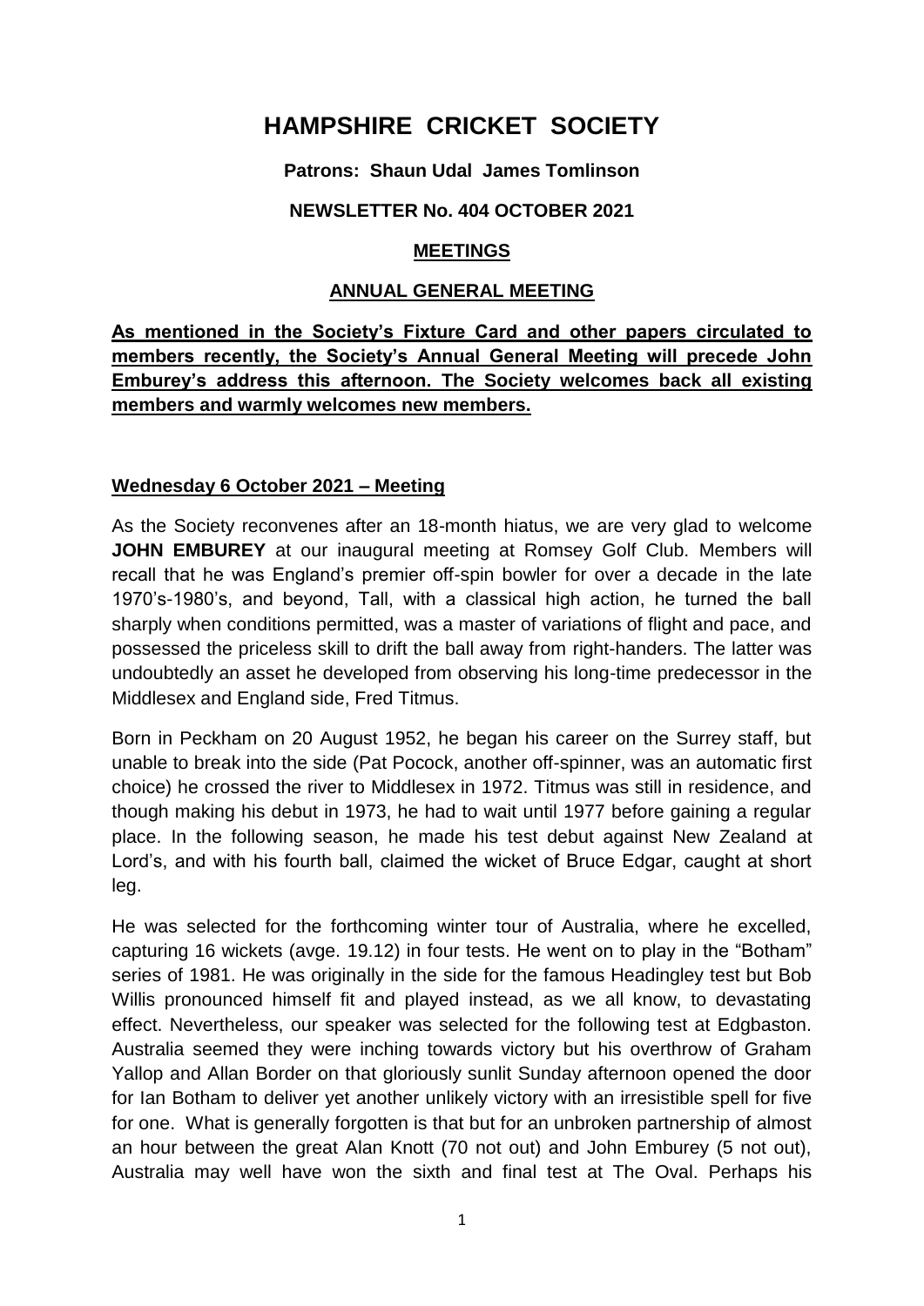# HAMPSHIRE CRICKET SOCIETY

**Patrons: Shaun Udal James Tomlinson**

**NEWSLETTER No. 404 OCTOBER 2021**

## MEETINGS

### ANNUAL GENERAL MEETING

**As mentioned in the Society's Fixture Card and other papers circulated to members recently, the Society's Annual General Meeting will precede John Emburey's address this afternoon. The Society welcomes back all existing members and warmly welcomes new members.**

**Wednesday 6 October 2021 – Meeting**

As the Society reconvenes after an 18-month hiatus, we are very glad to welcome **JOHN EMBUREY** at our inaugural meeting at Romsey Golf Club. Members will recall that he was England's premier off-spin bowler for over a decade in the late 1970's-1980's, and beyond, Tall, with a classical high action, he turned the ball sharply when conditions permitted, was a master of variations of flight and pace, and possessed the priceless skill to drift the ball away from right-handers. The latter was undoubtedly an asset he developed from observing his long-time predecessor in the Middlesex and England side, Fred Titmus.

Born in Peckham on 20 August 1952, he began his career on the Surrey staff, but unable to break into the side (Pat Pocock, another off-spinner, was an automatic first choice) he crossed the river to Middlesex in 1972. Titmus was still in residence, and though making his debut in 1973, he had to wait until 1977 before gaining a regular place. In the following season, he made his test debut against New Zealand at Lord's, and with his fourth ball, claimed the wicket of Bruce Edgar, caught at short leg.

He was selected for the forthcoming winter tour of Australia, where he excelled, capturing 16 wickets (avge. 19.12) in four tests. He went on to play in the "Botham" series of 1981. He was originally in the side for the famous Headingley test but Bob Willis pronounced himself fit and played instead, as we all know, to devastating effect. Nevertheless, our speaker was selected for the following test at Edgbaston. Australia seemed they were inching towards victory but his overthrow of Graham Yallop and Allan Border on that gloriously sunlit Sunday afternoon opened the door for Ian Botham to deliver yet another unlikely victory with an irresistible spell for five for one. What is generally forgotten is that but for an unbroken partnership of almost an hour between the great Alan Knott (70 not out) and John Emburey (5 not out), Australia may well have won the sixth and final test at The Oval. Perhaps his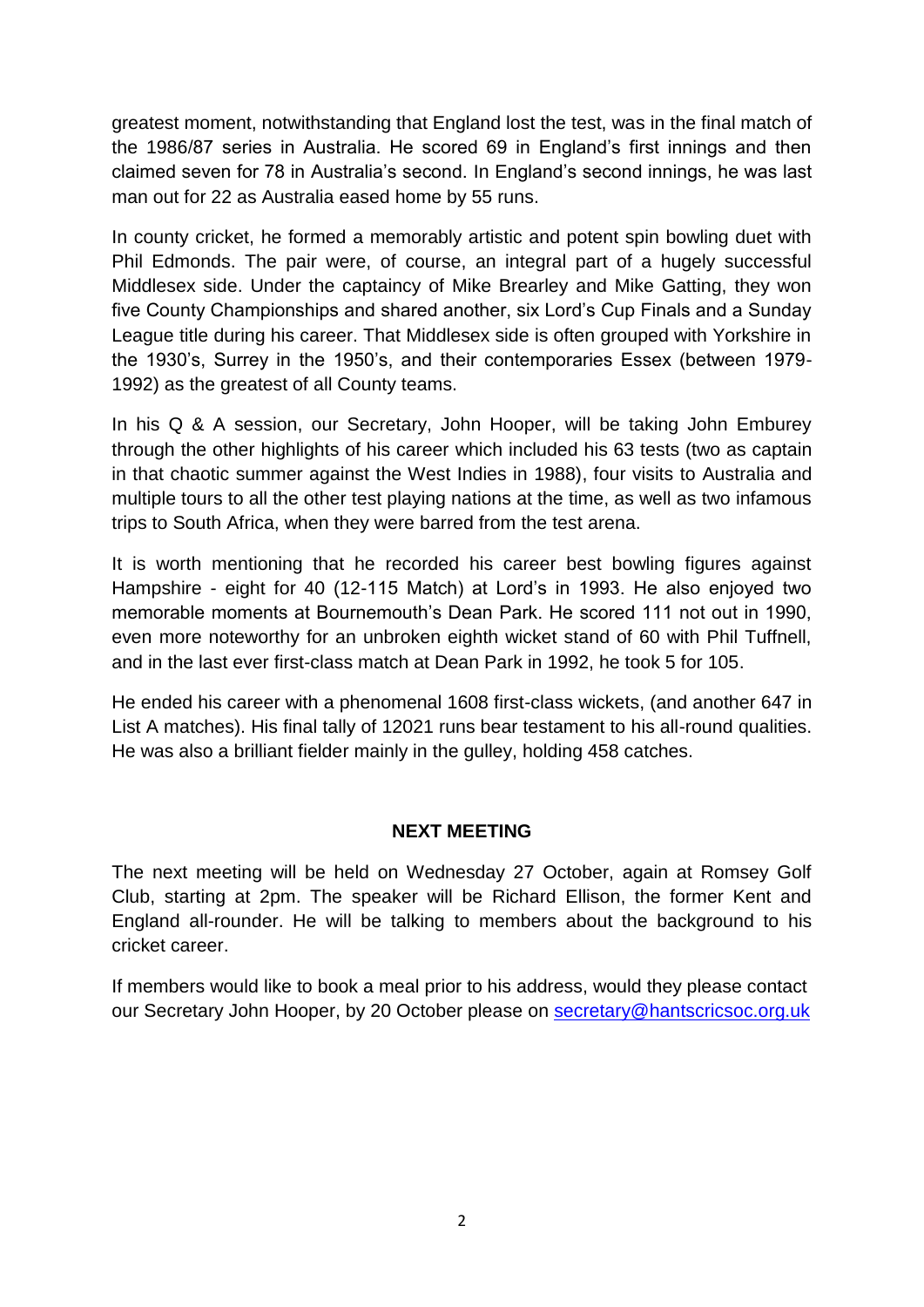greatest moment, notwithstanding that England lost the test, was in the final match of the 1986/87 series in Australia. He scored 69 in England's first innings and then claimed seven for 78 in Australia's second. In England's second innings, he was last man out for 22 as Australia eased home by 55 runs.

In county cricket, he formed a memorably artistic and potent spin bowling duet with Phil Edmonds. The pair were, of course, an integral part of a hugely successful Middlesex side. Under the captaincy of Mike Brearley and Mike Gatting, they won five County Championships and shared another, six Lord's Cup Finals and a Sunday League title during his career. That Middlesex side is often grouped with Yorkshire in the 1930's, Surrey in the 1950's, and their contemporaries Essex (between 1979-1992) as the greatest of all County teams.

In his Q & A session, our Secretary, John Hooper, will be taking John Emburey through the other highlights of his career which included his 63 tests (two as captain in that chaotic summer against the West Indies in 1988), four visits to Australia and multiple tours to all the other test playing nations at the time, as well as two infamous trips to South Africa, when they were barred from the test arena.

It is worth mentioning that he recorded his career best bowling figures against Hampshire - eight for 40 (12-115 Match) at Lord's in 1993. He also enjoyed two memorable moments at Bournemouth's Dean Park. He scored 111 not out in 1990, even more noteworthy for an unbroken eighth wicket stand of 60 with Phil Tuffnell, and in the last ever first-class match at Dean Park in 1992, he took 5 for 105.

He ended his career with a phenomenal 1608 first-class wickets, (and another 647 in List A matches). His final tally of 12021 runs bear testament to his all-round qualities. He was also a brilliant fielder mainly in the gulley, holding 458 catches.

## NEXT MEETING

The next meeting will be held on Wednesday 27 October, again at Romsey Golf Club, starting at 2pm. The speaker will be Richard Ellison, the former Kent and England all-rounder. He will be talking to members about the background to his cricket career.

If members would like to book a meal prior to his address, would they please contact our Secretary John Hooper, by 20 October please on secretary@hantscricsoc.org.uk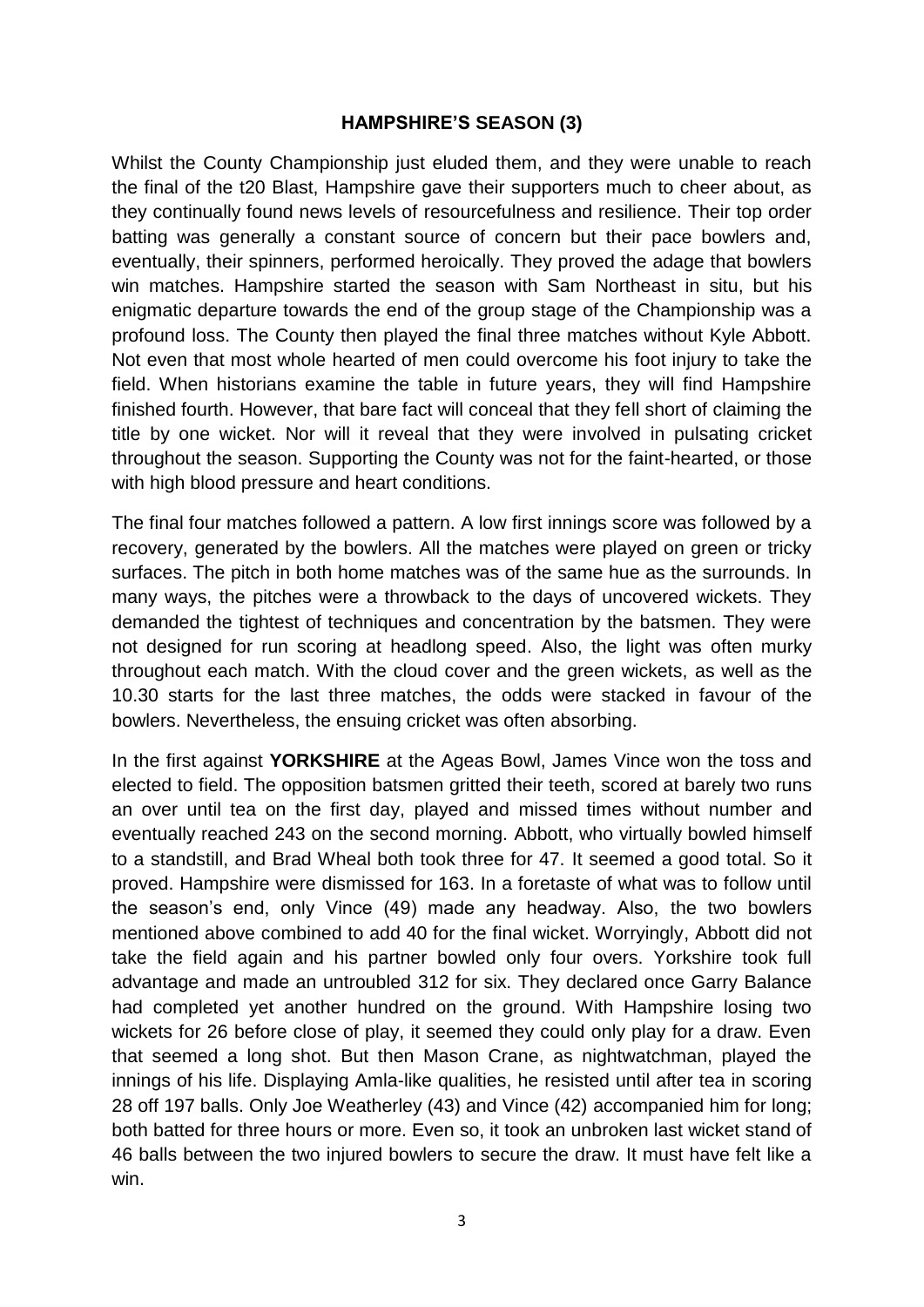## HAMPSHIRE'S SEASON (3)

Whilst the County Championship just eluded them, and they were unable to reach the final of the t20 Blast, Hampshire gave their supporters much to cheer about, as they continually found news levels of resourcefulness and resilience. Their top order batting was generally a constant source of concern but their pace bowlers and, eventually, their spinners, performed heroically. They proved the adage that bowlers win matches. Hampshire started the season with Sam Northeast in situ, but his enigmatic departure towards the end of the group stage of the Championship was a profound loss. The County then played the final three matches without Kyle Abbott. Not even that most whole hearted of men could overcome his foot injury to take the field. When historians examine the table in future years, they will find Hampshire finished fourth. However, that bare fact will conceal that they fell short of claiming the title by one wicket. Nor will it reveal that they were involved in pulsating cricket throughout the season. Supporting the County was not for the faint-hearted, or those with high blood pressure and heart conditions.

The final four matches followed a pattern. A low first innings score was followed by a recovery, generated by the bowlers. All the matches were played on green or tricky surfaces. The pitch in both home matches was of the same hue as the surrounds. In many ways, the pitches were a throwback to the days of uncovered wickets. They demanded the tightest of techniques and concentration by the batsmen. They were not designed for run scoring at headlong speed. Also, the light was often murky throughout each match. With the cloud cover and the green wickets, as well as the 10.30 starts for the last three matches, the odds were stacked in favour of the bowlers. Nevertheless, the ensuing cricket was often absorbing.

In the first against **YORKSHIRE** at the Ageas Bowl, James Vince won the toss and elected to field. The opposition batsmen gritted their teeth, scored at barely two runs an over until tea on the first day, played and missed times without number and eventually reached 243 on the second morning. Abbott, who virtually bowled himself to a standstill, and Brad Wheal both took three for 47. It seemed a good total. So it proved. Hampshire were dismissed for 163. In a foretaste of what was to follow until the season's end, only Vince (49) made any headway. Also, the two bowlers mentioned above combined to add 40 for the final wicket. Worryingly, Abbott did not take the field again and his partner bowled only four overs. Yorkshire took full advantage and made an untroubled 312 for six. They declared once Garry Balance had completed yet another hundred on the ground. With Hampshire losing two wickets for 26 before close of play, it seemed they could only play for a draw. Even that seemed a long shot. But then Mason Crane, as nightwatchman, played the innings of his life. Displaying Amla-like qualities, he resisted until after tea in scoring 28 off 197 balls. Only Joe Weatherley (43) and Vince (42) accompanied him for long; both batted for three hours or more. Even so, it took an unbroken last wicket stand of 46 balls between the two injured bowlers to secure the draw. It must have felt like a win.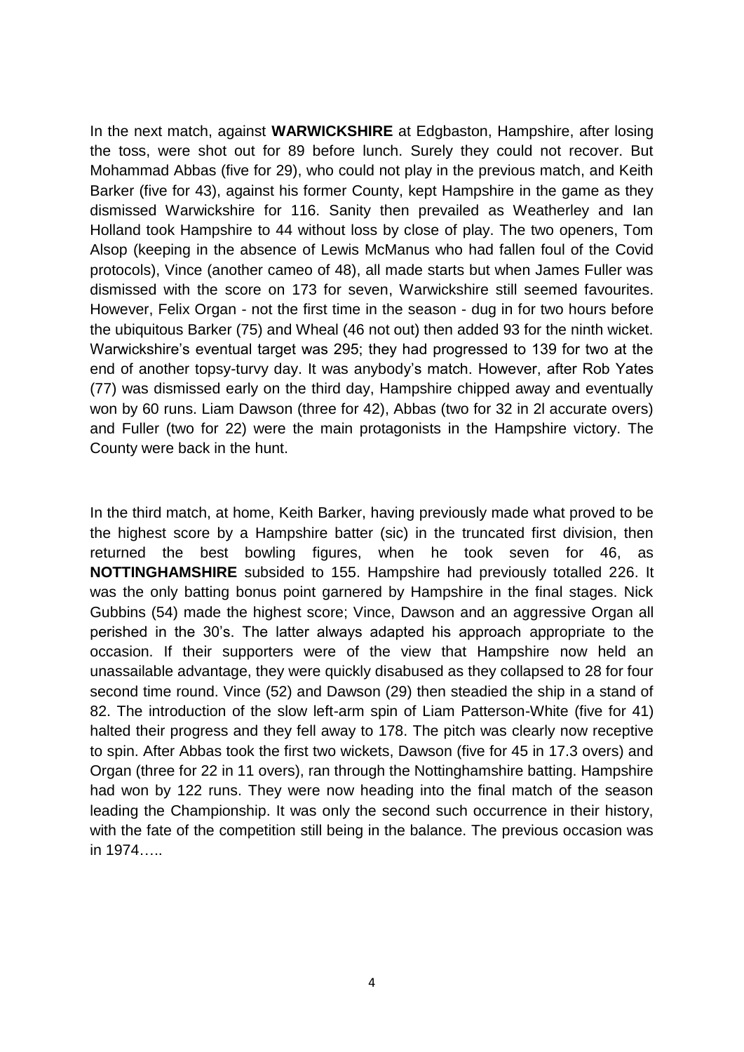In the next match, against **WARWICKSHIRE** at Edgbaston, Hampshire, after losing the toss, were shot out for 89 before lunch. Surely they could not recover. But Mohammad Abbas (five for 29), who could not play in the previous match, and Keith Barker (five for 43), against his former County, kept Hampshire in the game as they dismissed Warwickshire for 116. Sanity then prevailed as Weatherley and Ian Holland took Hampshire to 44 without loss by close of play. The two openers, Tom Alsop (keeping in the absence of Lewis McManus who had fallen foul of the Covid protocols), Vince (another cameo of 48), all made starts but when James Fuller was dismissed with the score on 173 for seven, Warwickshire still seemed favourites. However, Felix Organ - not the first time in the season - dug in for two hours before the ubiquitous Barker (75) and Wheal (46 not out) then added 93 for the ninth wicket. Warwickshire's eventual target was 295; they had progressed to 139 for two at the end of another topsy-turvy day. It was anybody's match. However, after Rob Yates (77) was dismissed early on the third day, Hampshire chipped away and eventually won by 60 runs. Liam Dawson (three for 42), Abbas (two for 32 in 2l accurate overs) and Fuller (two for 22) were the main protagonists in the Hampshire victory. The County were back in the hunt.

In the third match, at home, Keith Barker, having previously made what proved to be the highest score by a Hampshire batter (sic) in the truncated first division, then returned the best bowling figures, when he took seven for 46, as **NOTTINGHAMSHIRE** subsided to 155. Hampshire had previously totalled 226. It was the only batting bonus point garnered by Hampshire in the final stages. Nick Gubbins (54) made the highest score; Vince, Dawson and an aggressive Organ all perished in the 30's. The latter always adapted his approach appropriate to the occasion. If their supporters were of the view that Hampshire now held an unassailable advantage, they were quickly disabused as they collapsed to 28 for four second time round. Vince (52) and Dawson (29) then steadied the ship in a stand of 82. The introduction of the slow left-arm spin of Liam Patterson-White (five for 41) halted their progress and they fell away to 178. The pitch was clearly now receptive to spin. After Abbas took the first two wickets, Dawson (five for 45 in 17.3 overs) and Organ (three for 22 in 11 overs), ran through the Nottinghamshire batting. Hampshire had won by 122 runs. They were now heading into the final match of the season leading the Championship. It was only the second such occurrence in their history, with the fate of the competition still being in the balance. The previous occasion was in 1974…..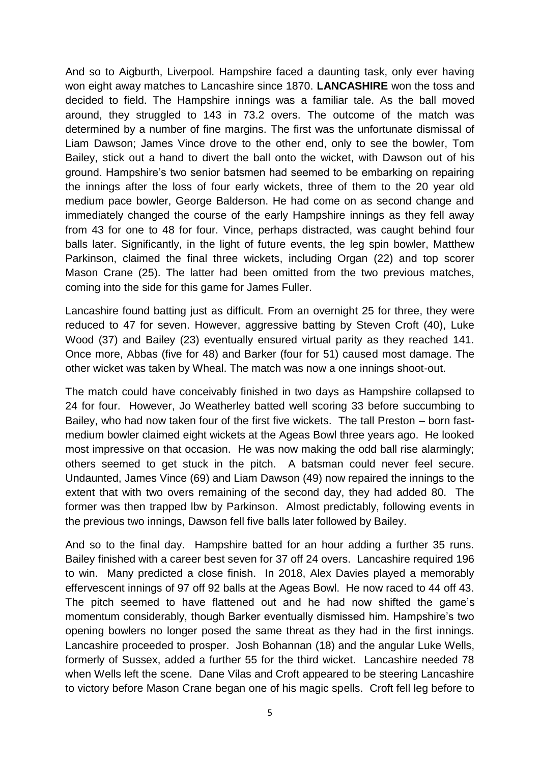And so to Aigburth, Liverpool. Hampshire faced a daunting task, only ever having won eight away matches to Lancashire since 1870. **LANCASHIRE** won the toss and decided to field. The Hampshire innings was a familiar tale. As the ball moved around, they struggled to 143 in 73.2 overs. The outcome of the match was determined by a number of fine margins. The first was the unfortunate dismissal of Liam Dawson; James Vince drove to the other end, only to see the bowler, Tom Bailey, stick out a hand to divert the ball onto the wicket, with Dawson out of his ground. Hampshire's two senior batsmen had seemed to be embarking on repairing the innings after the loss of four early wickets, three of them to the 20 year old medium pace bowler, George Balderson. He had come on as second change and immediately changed the course of the early Hampshire innings as they fell away from 43 for one to 48 for four. Vince, perhaps distracted, was caught behind four balls later. Significantly, in the light of future events, the leg spin bowler, Matthew Parkinson, claimed the final three wickets, including Organ (22) and top scorer Mason Crane (25). The latter had been omitted from the two previous matches, coming into the side for this game for James Fuller.

Lancashire found batting just as difficult. From an overnight 25 for three, they were reduced to 47 for seven. However, aggressive batting by Steven Croft (40), Luke Wood (37) and Bailey (23) eventually ensured virtual parity as they reached 141. Once more, Abbas (five for 48) and Barker (four for 51) caused most damage. The other wicket was taken by Wheal. The match was now a one innings shoot-out.

The match could have conceivably finished in two days as Hampshire collapsed to 24 for four. However, Jo Weatherley batted well scoring 33 before succumbing to Bailey, who had now taken four of the first five wickets. The tall Preston – born fast-medium bowler claimed eight wickets at the Ageas Bowl three years ago. He looked most impressive on that occasion. He was now making the odd ball rise alarmingly; others seemed to get stuck in the pitch. A batsman could never feel secure. Undaunted, James Vince (69) and Liam Dawson (49) now repaired the innings to the extent that with two overs remaining of the second day, they had added 80. The former was then trapped lbw by Parkinson. Almost predictably, following events in the previous two innings, Dawson fell five balls later followed by Bailey.

And so to the final day. Hampshire batted for an hour adding a further 35 runs. Bailey finished with a career best seven for 37 off 24 overs. Lancashire required 196 to win. Many predicted a close finish. In 2018, Alex Davies played a memorably effervescent innings of 97 off 92 balls at the Ageas Bowl. He now raced to 44 off 43. The pitch seemed to have flattened out and he had now shifted the game's momentum considerably, though Barker eventually dismissed him. Hampshire's two opening bowlers no longer posed the same threat as they had in the first innings. Lancashire proceeded to prosper. Josh Bohannan (18) and the angular Luke Wells, formerly of Sussex, added a further 55 for the third wicket. Lancashire needed 78 when Wells left the scene. Dane Vilas and Croft appeared to be steering Lancashire to victory before Mason Crane began one of his magic spells. Croft fell leg before to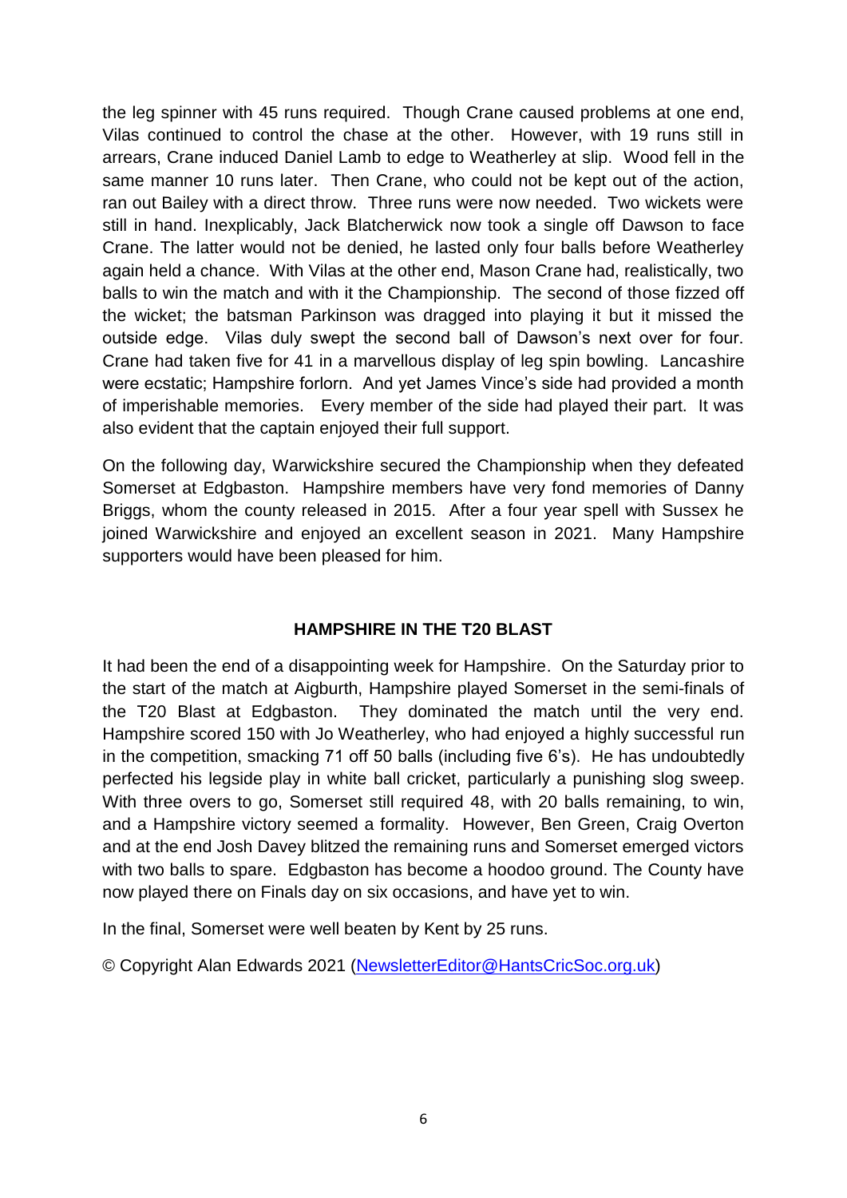the leg spinner with 45 runs required. Though Crane caused problems at one end, Vilas continued to control the chase at the other. However, with 19 runs still in arrears, Crane induced Daniel Lamb to edge to Weatherley at slip. Wood fell in the same manner 10 runs later. Then Crane, who could not be kept out of the action, ran out Bailey with a direct throw. Three runs were now needed. Two wickets were still in hand. Inexplicably, Jack Blatcherwick now took a single off Dawson to face Crane. The latter would not be denied, he lasted only four balls before Weatherley again held a chance. With Vilas at the other end, Mason Crane had, realistically, two balls to win the match and with it the Championship. The second of those fizzed off the wicket; the batsman Parkinson was dragged into playing it but it missed the outside edge. Vilas duly swept the second ball of Dawson's next over for four. Crane had taken five for 41 in a marvellous display of leg spin bowling. Lancashire were ecstatic; Hampshire forlorn. And yet James Vince's side had provided a month of imperishable memories. Every member of the side had played their part. It was also evident that the captain enjoyed their full support.

On the following day, Warwickshire secured the Championship when they defeated Somerset at Edgbaston. Hampshire members have very fond memories of Danny Briggs, whom the county released in 2015. After a four year spell with Sussex he joined Warwickshire and enjoyed an excellent season in 2021. Many Hampshire supporters would have been pleased for him.

## HAMPSHIRE IN THE T20 BLAST

It had been the end of a disappointing week for Hampshire. On the Saturday prior to the start of the match at Aigburth, Hampshire played Somerset in the semi-finals of the T20 Blast at Edgbaston. They dominated the match until the very end. Hampshire scored 150 with Jo Weatherley, who had enjoyed a highly successful run in the competition, smacking 71 off 50 balls (including five 6's). He has undoubtedly perfected his legside play in white ball cricket, particularly a punishing slog sweep. With three overs to go, Somerset still required 48, with 20 balls remaining, to win, and a Hampshire victory seemed a formality. However, Ben Green, Craig Overton and at the end Josh Davey blitzed the remaining runs and Somerset emerged victors with two balls to spare. Edgbaston has become a hoodoo ground. The County have now played there on Finals day on six occasions, and have yet to win.

In the final, Somerset were well beaten by Kent by 25 runs.

© Copyright Alan Edwards 2021 (NewsletterEditor@HantsCricSoc.org.uk)